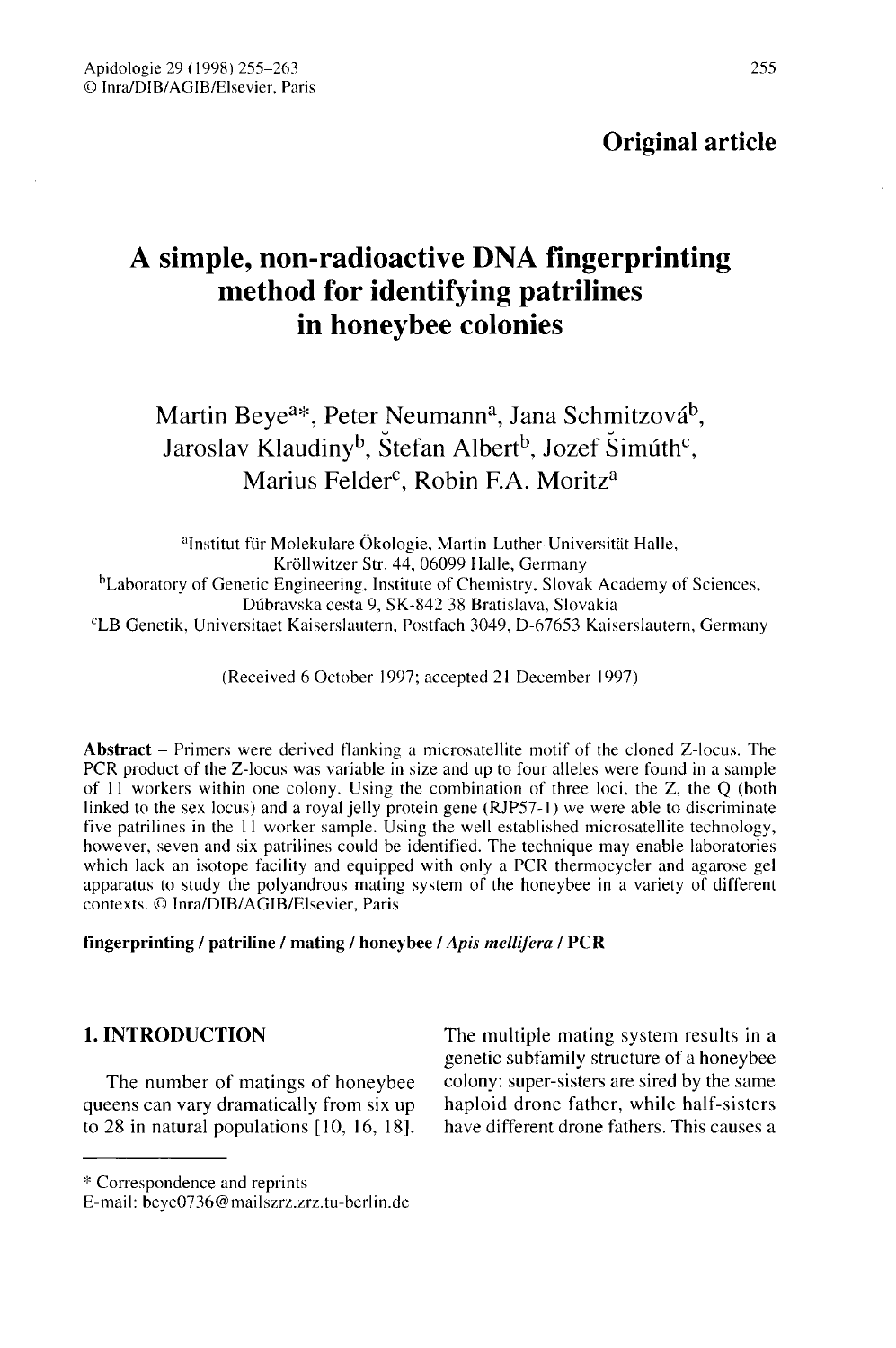**Original article**

# A simple, non-radioactive DNA fingerprinting method for identifying patrilines in honeybee colonies

Martin Beye[a*], Peter Neumann[a], Jana Schmitzová[b], Jaroslav Klaudiny[b], Štefan Albert[b], Jozef Šimúth[c], Marius Felder[c], Robin F.A. Moritz[a]

[a]Institut für Molekulare Ökologie, Martin-Luther-Universität Halle, Kröllwitzer Str. 44, 06099 Halle, Germany
[b]Laboratory of Genetic Engineering, Institute of Chemistry, Slovak Academy of Sciences, Dúbravska cesta 9, SK-842 38 Bratislava, Slovakia
[c]LB Genetik, Universitaet Kaiserslautern, Postfach 3049, D-67653 Kaiserslautern, Germany

(Received 6 October 1997; accepted 21 December 1997)

**Abstract** – Primers were derived flanking a microsatellite motif of the cloned Z-locus. The PCR product of the Z-locus was variable in size and up to four alleles were found in a sample of 11 workers within one colony. Using the combination of three loci, the Z, the Q (both linked to the sex locus) and a royal jelly protein gene (RJP57-1) we were able to discriminate five patrilines in the 11 worker sample. Using the well established microsatellite technology, however, seven and six patrilines could be identified. The technique may enable laboratories which lack an isotope facility and equipped with only a PCR thermocycler and agarose gel apparatus to study the polyandrous mating system of the honeybee in a variety of different contexts. © Inra/DIB/AGIB/Elsevier, Paris

**fingerprinting / patriline / mating / honeybee / *Apis mellifera* / PCR**

## 1. INTRODUCTION

The number of matings of honeybee queens can vary dramatically from six up to 28 in natural populations [10, 16, 18]. The multiple mating system results in a genetic subfamily structure of a honeybee colony: super-sisters are sired by the same haploid drone father, while half-sisters have different drone fathers. This causes a

\* Correspondence and reprints
E-mail: beye0736@mailszrz.zrz.tu-berlin.de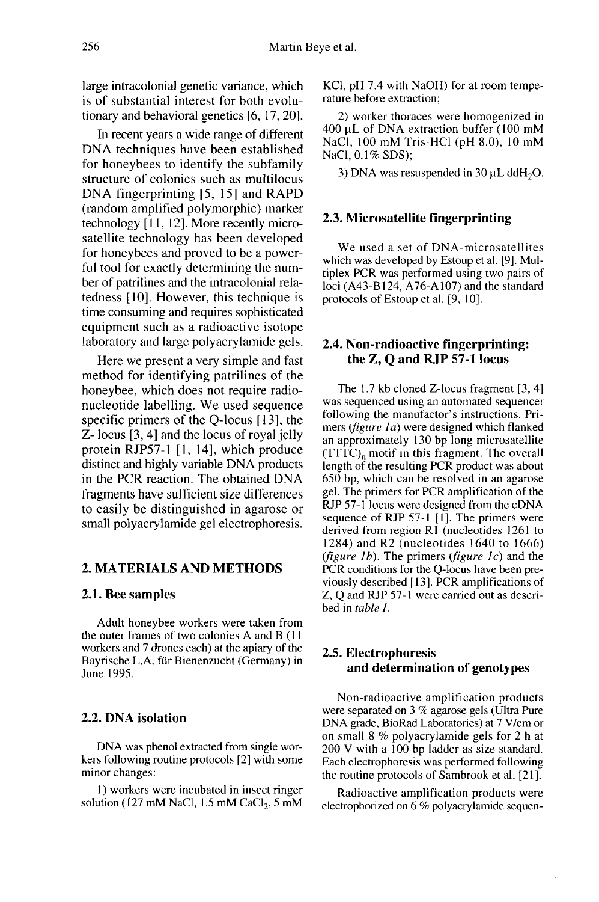large intracolonial genetic variance, which is of substantial interest for both evolutionary and behavioral genetics [6, 17, 20].

In recent years a wide range of different DNA techniques have been established for honeybees to identify the subfamily structure of colonies such as multilocus DNA fingerprinting [5, 15] and RAPD (random amplified polymorphic) marker technology [11, 12]. More recently microsatellite technology has been developed for honeybees and proved to be a powerful tool for exactly determining the number of patrilines and the intracolonial relatedness [10]. However, this technique is time consuming and requires sophisticated equipment such as a radioactive isotope laboratory and large polyacrylamide gels.

Here we present a very simple and fast method for identifying patrilines of the honeybee, which does not require radionucleotide labelling. We used sequence specific primers of the Q-locus [13], the Z- locus [3, 4] and the locus of royal jelly protein RJP57-1 [1, 14], which produce distinct and highly variable DNA products in the PCR reaction. The obtained DNA fragments have sufficient size differences to easily be distinguished in agarose or small polyacrylamide gel electrophoresis.

## 2. MATERIALS AND METHODS

### 2.1. Bee samples

Adult honeybee workers were taken from the outer frames of two colonies A and B (11 workers and 7 drones each) at the apiary of the Bayrische L.A. für Bienenzucht (Germany) in June 1995.

### 2.2. DNA isolation

DNA was phenol extracted from single workers following routine protocols [2] with some minor changes:

1) workers were incubated in insect ringer solution (127 mM NaCl, 1.5 mM $CaCl_2$, 5 mM KCl, pH 7.4 with NaOH) for at room temperature before extraction;

2) worker thoraces were homogenized in 400 µL of DNA extraction buffer (100 mM NaCl, 100 mM Tris-HCl (pH 8.0), 10 mM NaCl, 0.1% SDS);

3) DNA was resuspended in 30 µL $ddH_2O$.

### 2.3. Microsatellite fingerprinting

We used a set of DNA-microsatellites which was developed by Estoup et al. [9]. Multiplex PCR was performed using two pairs of loci (A43-B124, A76-A107) and the standard protocols of Estoup et al. [9, 10].

### 2.4. Non-radioactive fingerprinting: the Z, Q and RJP 57-1 locus

The 1.7 kb cloned Z-locus fragment [3, 4] was sequenced using an automated sequencer following the manufacter's instructions. Primers (*figure 1a*) were designed which flanked an approximately 130 bp long microsatellite $(TTTC)_n$ motif in this fragment. The overall length of the resulting PCR product was about 650 bp, which can be resolved in an agarose gel. The primers for PCR amplification of the RJP 57-1 locus were designed from the cDNA sequence of RJP 57-1 [1]. The primers were derived from region R1 (nucleotides 1261 to 1284) and R2 (nucleotides 1640 to 1666) (*figure 1b*). The primers (*figure 1c*) and the PCR conditions for the Q-locus have been previously described [13]. PCR amplifications of Z, Q and RJP 57-1 were carried out as described in *table I*.

### 2.5. Electrophoresis and determination of genotypes

Non-radioactive amplification products were separated on 3 % agarose gels (Ultra Pure DNA grade, BioRad Laboratories) at 7 V/cm or on small 8 % polyacrylamide gels for 2 h at 200 V with a 100 bp ladder as size standard. Each electrophoresis was performed following the routine protocols of Sambrook et al. [21].

Radioactive amplification products were electrophorized on 6 % polyacrylamide sequen-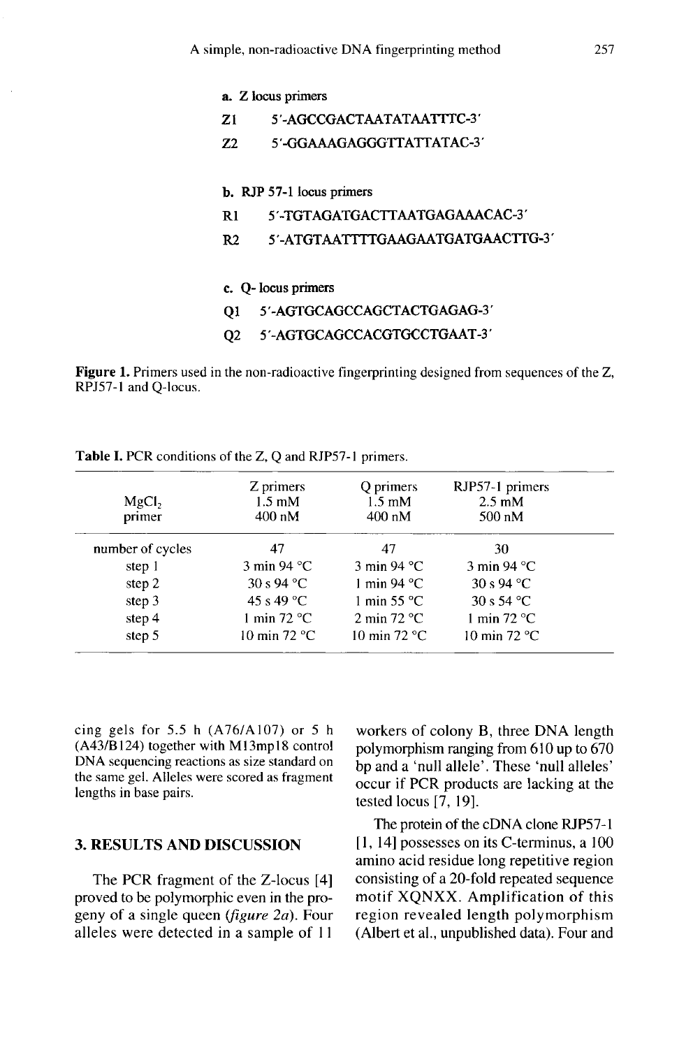**a. Z locus primers**

Z1 5'-AGCCGACTAATATAATTTC-3'

Z2 5'-GGAAAGAGGGTTATTATAC-3'

**b. RJP 57-1 locus primers**

R1 5'-TGTAGATGACTTAATGAGAAACAC-3'

R2 5'-ATGTAATTTTGAAGAATGATGAACTTG-3'

**c. Q- locus primers**

Q1 5'-AGTGCAGCCAGCTACTGAGAG-3'

Q2 5'-AGTGCAGCCACGTGCCTGAAT-3'

**Figure 1.** Primers used in the non-radioactive fingerprinting designed from sequences of the Z, RPJ57-1 and Q-locus.

**Table I.** PCR conditions of the Z, Q and RJP57-1 primers.

| | Z primers | Q primers | RJP57-1 primers |
|---|---|---|---|
| $MgCl_2$ | 1.5 mM | 1.5 mM | 2.5 mM |
| primer | 400 nM | 400 nM | 500 nM |
| number of cycles | 47 | 47 | 30 |
| step 1 | 3 min 94 °C | 3 min 94 °C | 3 min 94 °C |
| step 2 | 30 s 94 °C | 1 min 94 °C | 30 s 94 °C |
| step 3 | 45 s 49 °C | 1 min 55 °C | 30 s 54 °C |
| step 4 | 1 min 72 °C | 2 min 72 °C | 1 min 72 °C |
| step 5 | 10 min 72 °C | 10 min 72 °C | 10 min 72 °C |

cing gels for 5.5 h (A76/A107) or 5 h (A43/B124) together with M13mp18 control DNA sequencing reactions as size standard on the same gel. Alleles were scored as fragment lengths in base pairs.

## 3. RESULTS AND DISCUSSION

The PCR fragment of the Z-locus [4] proved to be polymorphic even in the progeny of a single queen (*figure 2a*). Four alleles were detected in a sample of 11 workers of colony B, three DNA length polymorphism ranging from 610 up to 670 bp and a 'null allele'. These 'null alleles' occur if PCR products are lacking at the tested locus [7, 19].

The protein of the cDNA clone RJP57-1 [1, 14] possesses on its C-terminus, a 100 amino acid residue long repetitive region consisting of a 20-fold repeated sequence motif XQNXX. Amplification of this region revealed length polymorphism (Albert et al., unpublished data). Four and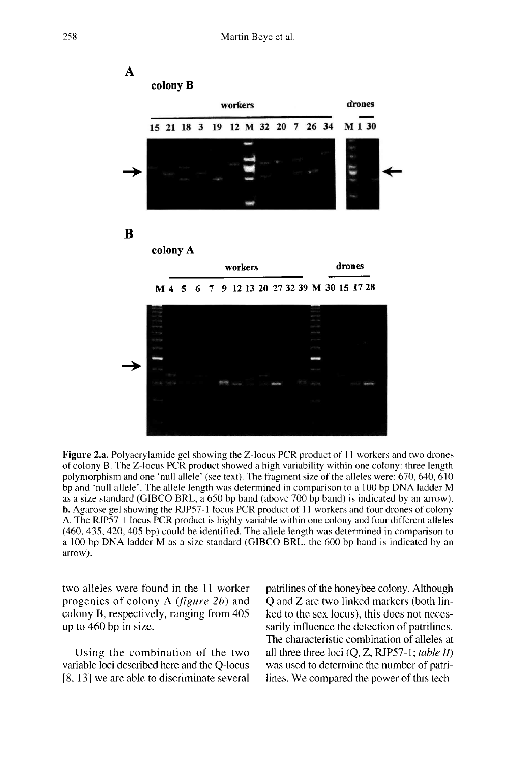**Figure 2.a.** Polyacrylamide gel showing the Z-locus PCR product of 11 workers and two drones of colony B. The Z-locus PCR product showed a high variability within one colony: three length polymorphism and one 'null allele' (see text). The fragment size of the alleles were: 670, 640, 610 bp and 'null allele'. The allele length was determined in comparison to a 100 bp DNA ladder M as a size standard (GIBCO BRL, a 650 bp band (above 700 bp band) is indicated by an arrow). **b.** Agarose gel showing the RJP57-1 locus PCR product of 11 workers and four drones of colony A. The RJP57-1 locus PCR product is highly variable within one colony and four different alleles (460, 435, 420, 405 bp) could be identified. The allele length was determined in comparison to a 100 bp DNA ladder M as a size standard (GIBCO BRL, the 600 bp band is indicated by an arrow).

two alleles were found in the 11 worker progenies of colony A (*figure 2b*) and colony B, respectively, ranging from 405 up to 460 bp in size.

Using the combination of the two variable loci described here and the Q-locus [8, 13] we are able to discriminate several patrilines of the honeybee colony. Although Q and Z are two linked markers (both linked to the sex locus), this does not necessarily influence the detection of patrilines. The characteristic combination of alleles at all three three loci (Q, Z, RJP57-1; *table II*) was used to determine the number of patrilines. We compared the power of this tech-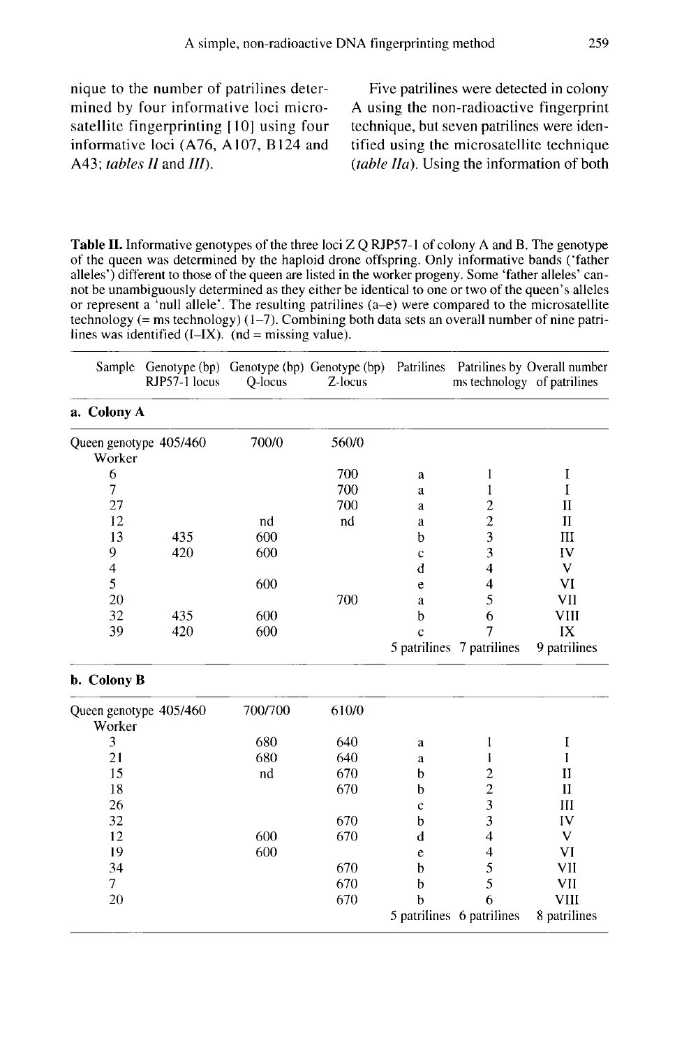nique to the number of patrilines determined by four informative loci microsatellite fingerprinting [10] using four informative loci (A76, A107, B124 and A43; *tables II* and *III*).

Five patrilines were detected in colony A using the non-radioactive fingerprint technique, but seven patrilines were identified using the microsatellite technique (*table IIa*). Using the information of both

**Table II.** Informative genotypes of the three loci Z Q RJP57-1 of colony A and B. The genotype of the queen was determined by the haploid drone offspring. Only informative bands ('father alleles') different to those of the queen are listed in the worker progeny. Some 'father alleles' cannot be unambiguously determined as they either be identical to one or two of the queen's alleles or represent a 'null allele'. The resulting patrilines (a–e) were compared to the microsatellite technology (= ms technology) (1–7). Combining both data sets an overall number of nine patrilines was identified (I–IX). (nd = missing value).

| Sample | Genotype (bp) RJP57-1 locus | Genotype (bp) Q-locus | Genotype (bp) Z-locus | Patrilines | Patrilines by ms technology | Overall number of patrilines |
|---|---|---|---|---|---|---|
| **a. Colony A** | | | | | | |
| Queen genotype | 405/460 | 700/0 | 560/0 | | | |
| Worker | | | | | | |
| 6 | | | 700 | a | 1 | I |
| 7 | | | 700 | a | 1 | I |
| 27 | | | 700 | a | 2 | II |
| 12 | | nd | nd | a | 2 | II |
| 13 | 435 | 600 | | b | 3 | III |
| 9 | 420 | 600 | | c | 3 | IV |
| 4 | | | | d | 4 | V |
| 5 | | 600 | | e | 4 | VI |
| 20 | | | 700 | a | 5 | VII |
| 32 | 435 | 600 | | b | 6 | VIII |
| 39 | 420 | 600 | | c | 7 | IX |
| | | | | 5 patrilines | 7 patrilines | 9 patrilines |
| **b. Colony B** | | | | | | |
| Queen genotype | 405/460 | 700/700 | 610/0 | | | |
| Worker | | | | | | |
| 3 | | 680 | 640 | a | 1 | I |
| 21 | | 680 | 640 | a | 1 | I |
| 15 | | nd | 670 | b | 2 | II |
| 18 | | | 670 | b | 2 | II |
| 26 | | | | c | 3 | III |
| 32 | | | 670 | b | 3 | IV |
| 12 | | 600 | 670 | d | 4 | V |
| 19 | | 600 | | e | 4 | VI |
| 34 | | | 670 | b | 5 | VII |
| 7 | | | 670 | b | 5 | VII |
| 20 | | | 670 | b | 6 | VIII |
| | | | | 5 patrilines | 6 patrilines | 8 patrilines |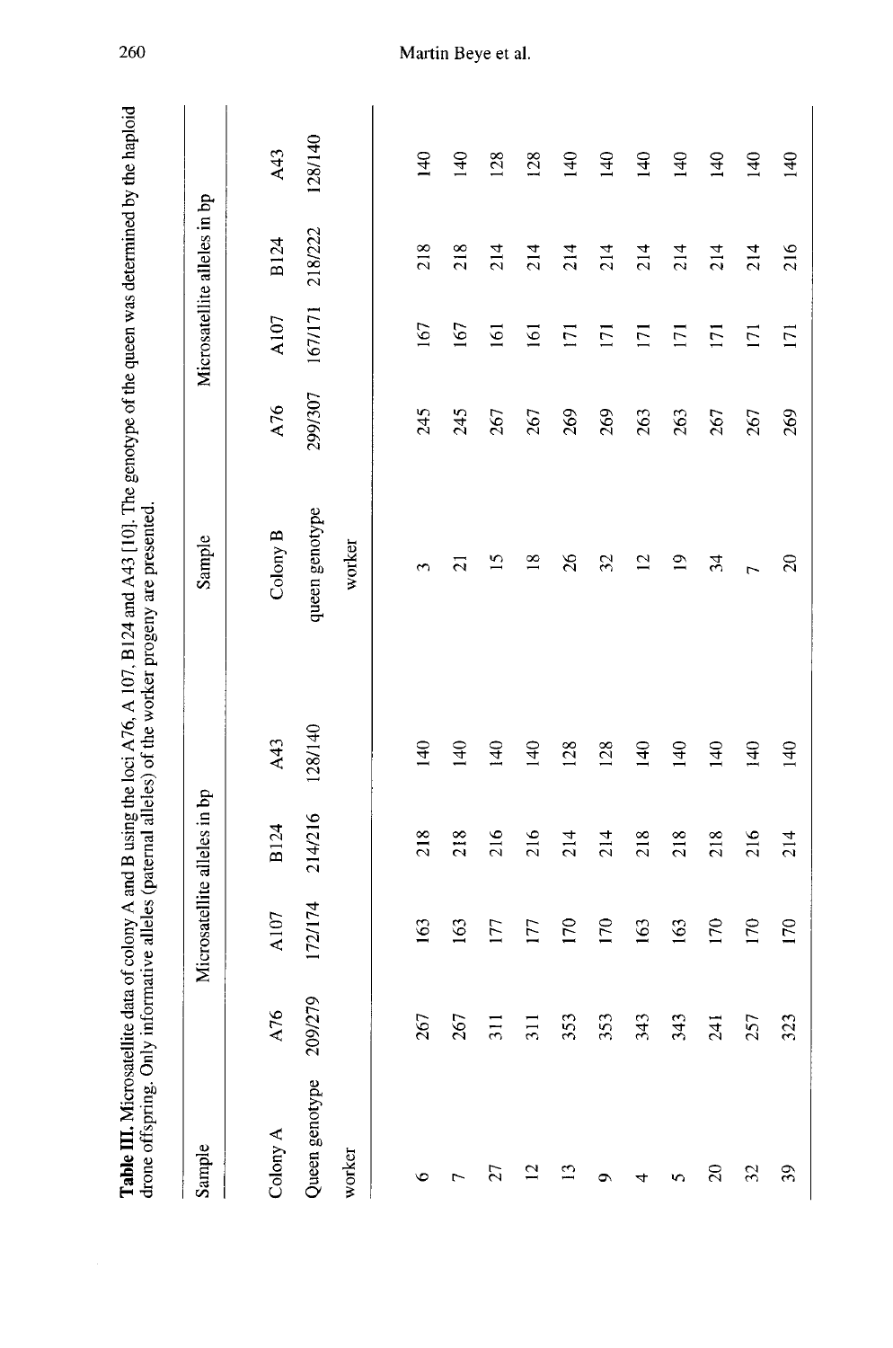**Table III.** Microsatellite data of colony A and B using the loci A76, A 107, B124 and A43 [10]. The genotype of the queen was determined by the haploid drone offspring. Only informative alleles (paternal alleles) of the worker progeny are presented.

| Sample | Microsatellite alleles in bp | | | | Sample | Microsatellite alleles in bp | | | |
|---|---|---|---|---|---|---|---|---|---|
| Colony A | A76 | A107 | B124 | A43 | Colony B | A76 | A107 | B124 | A43 |
| Queen genotype | 209/279 | 172/174 | 214/216 | 128/140 | queen genotype | 299/307 | 167/171 | 218/222 | 128/140 |
| worker | | | | | worker | | | | |
| 6 | 267 | 163 | 218 | 140 | 3 | 245 | 167 | 218 | 140 |
| 7 | 267 | 163 | 218 | 140 | 21 | 245 | 167 | 218 | 140 |
| 27 | 311 | 177 | 216 | 140 | 15 | 267 | 161 | 214 | 128 |
| 12 | 311 | 177 | 216 | 140 | 18 | 267 | 161 | 214 | 128 |
| 13 | 353 | 170 | 214 | 128 | 26 | 269 | 171 | 214 | 140 |
| 9 | 353 | 170 | 214 | 128 | 32 | 269 | 171 | 214 | 140 |
| 4 | 343 | 163 | 218 | 140 | 12 | 263 | 171 | 214 | 140 |
| 5 | 343 | 163 | 218 | 140 | 19 | 263 | 171 | 214 | 140 |
| 20 | 241 | 170 | 218 | 140 | 34 | 267 | 171 | 214 | 140 |
| 32 | 257 | 170 | 216 | 140 | 7 | 267 | 171 | 214 | 140 |
| 39 | 323 | 170 | 214 | 140 | 20 | 269 | 171 | 216 | 140 |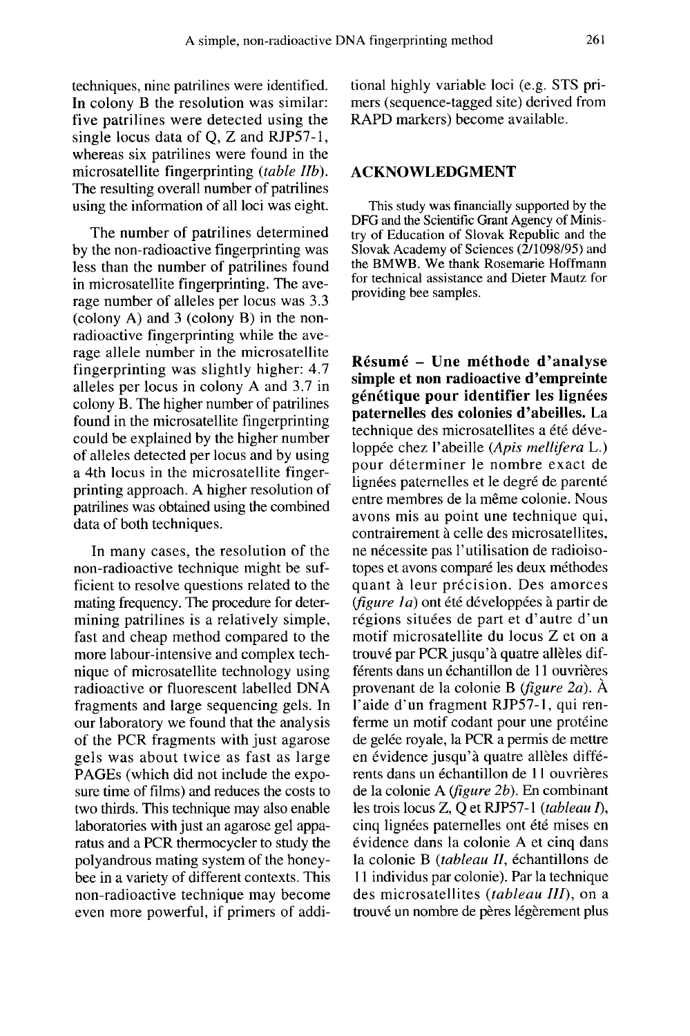techniques, nine patrilines were identified. In colony B the resolution was similar: five patrilines were detected using the single locus data of Q, Z and RJP57-1, whereas six patrilines were found in the microsatellite fingerprinting (*table IIb*). The resulting overall number of patrilines using the information of all loci was eight.

The number of patrilines determined by the non-radioactive fingerprinting was less than the number of patrilines found in microsatellite fingerprinting. The average number of alleles per locus was 3.3 (colony A) and 3 (colony B) in the non-radioactive fingerprinting while the average allele number in the microsatellite fingerprinting was slightly higher: 4.7 alleles per locus in colony A and 3.7 in colony B. The higher number of patrilines found in the microsatellite fingerprinting could be explained by the higher number of alleles detected per locus and by using a 4th locus in the microsatellite fingerprinting approach. A higher resolution of patrilines was obtained using the combined data of both techniques.

In many cases, the resolution of the non-radioactive technique might be sufficient to resolve questions related to the mating frequency. The procedure for determining patrilines is a relatively simple, fast and cheap method compared to the more labour-intensive and complex technique of microsatellite technology using radioactive or fluorescent labelled DNA fragments and large sequencing gels. In our laboratory we found that the analysis of the PCR fragments with just agarose gels was about twice as fast as large PAGEs (which did not include the exposure time of films) and reduces the costs to two thirds. This technique may also enable laboratories with just an agarose gel apparatus and a PCR thermocycler to study the polyandrous mating system of the honeybee in a variety of different contexts. This non-radioactive technique may become even more powerful, if primers of additional highly variable loci (e.g. STS primers (sequence-tagged site) derived from RAPD markers) become available.

## ACKNOWLEDGMENT

This study was financially supported by the DFG and the Scientific Grant Agency of Ministry of Education of Slovak Republic and the Slovak Academy of Sciences (2/1098/95) and the BMWB. We thank Rosemarie Hoffmann for technical assistance and Dieter Mautz for providing bee samples.

**Résumé – Une méthode d'analyse simple et non radioactive d'empreinte génétique pour identifier les lignées paternelles des colonies d'abeilles.** La technique des microsatellites a été développée chez l'abeille (*Apis mellifera* L.) pour déterminer le nombre exact de lignées paternelles et le degré de parenté entre membres de la même colonie. Nous avons mis au point une technique qui, contrairement à celle des microsatellites, ne nécessite pas l'utilisation de radioisotopes et avons comparé les deux méthodes quant à leur précision. Des amorces (*figure 1a*) ont été développées à partir de régions situées de part et d'autre d'un motif microsatellite du locus Z et on a trouvé par PCR jusqu'à quatre allèles différents dans un échantillon de 11 ouvrières provenant de la colonie B (*figure 2a*). À l'aide d'un fragment RJP57-1, qui renferme un motif codant pour une protéine de gelée royale, la PCR a permis de mettre en évidence jusqu'à quatre allèles différents dans un échantillon de 11 ouvrières de la colonie A (*figure 2b*). En combinant les trois locus Z, Q et RJP57-1 (*tableau I*), cinq lignées paternelles ont été mises en évidence dans la colonie A et cinq dans la colonie B (*tableau II*, échantillons de 11 individus par colonie). Par la technique des microsatellites (*tableau III*), on a trouvé un nombre de pères légèrement plus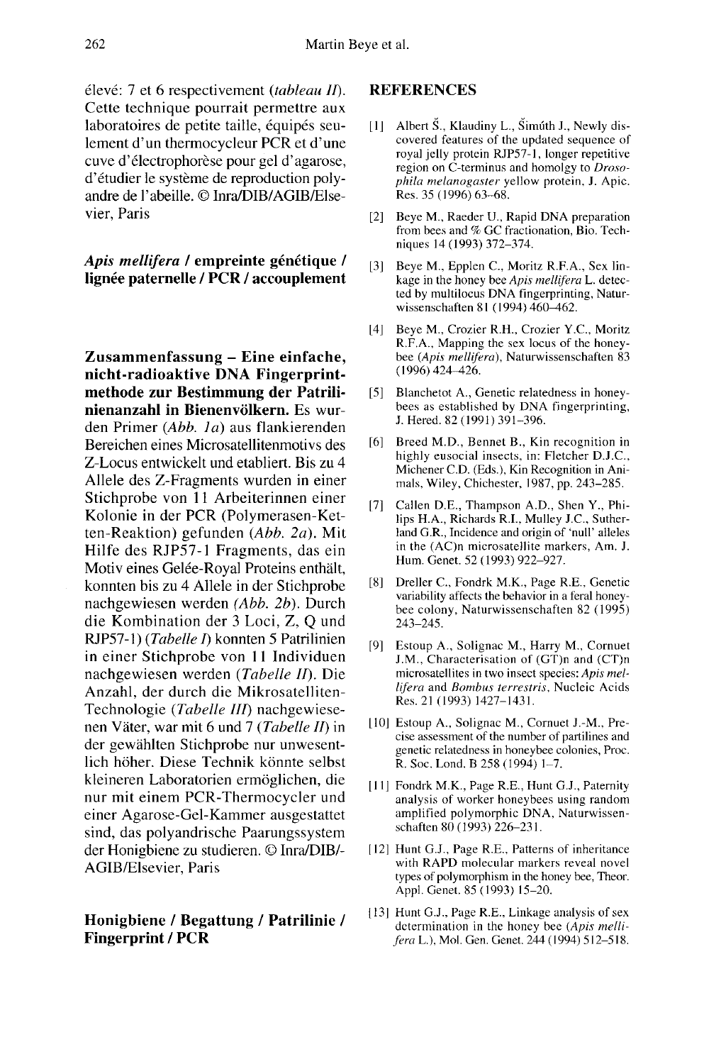élevé: 7 et 6 respectivement (*tableau II*). Cette technique pourrait permettre aux laboratoires de petite taille, équipés seulement d'un thermocycleur PCR et d'une cuve d'électrophorèse pour gel d'agarose, d'étudier le système de reproduction polyandre de l'abeille. © Inra/DIB/AGIB/Elsevier, Paris

***Apis mellifera* / empreinte génétique / lignée paternelle / PCR / accouplement**

**Zusammenfassung – Eine einfache, nicht-radioaktive DNA Fingerprintmethode zur Bestimmung der Patrilinienanzahl in Bienenvölkern.** Es wurden Primer (*Abb. 1a*) aus flankierenden Bereichen eines Microsatellitenmotivs des Z-Locus entwickelt und etabliert. Bis zu 4 Allele des Z-Fragments wurden in einer Stichprobe von 11 Arbeiterinnen einer Kolonie in der PCR (Polymerasen-Ketten-Reaktion) gefunden (*Abb. 2a*). Mit Hilfe des RJP57-1 Fragments, das ein Motiv eines Gelée-Royal Proteins enthält, konnten bis zu 4 Allele in der Stichprobe nachgewiesen werden (*Abb. 2b*). Durch die Kombination der 3 Loci, Z, Q und RJP57-1) (*Tabelle I*) konnten 5 Patrilinien in einer Stichprobe von 11 Individuen nachgewiesen werden (*Tabelle II*). Die Anzahl, der durch die Mikrosatelliten-Technologie (*Tabelle III*) nachgewiesenen Väter, war mit 6 und 7 (*Tabelle II*) in der gewählten Stichprobe nur unwesentlich höher. Diese Technik könnte selbst kleineren Laboratorien ermöglichen, die nur mit einem PCR-Thermocycler und einer Agarose-Gel-Kammer ausgestattet sind, das polyandrische Paarungssystem der Honigbiene zu studieren. © Inra/DIB/-AGIB/Elsevier, Paris

**Honigbiene / Begattung / Patrilinie / Fingerprint / PCR**

## REFERENCES

[1] Albert Š., Klaudiny L., Šimúth J., Newly discovered features of the updated sequence of royal jelly protein RJP57-1, longer repetitive region on C-terminus and homolgy to *Drosophila melanogaster* yellow protein, J. Apic. Res. 35 (1996) 63–68.

[2] Beye M., Raeder U., Rapid DNA preparation from bees and % GC fractionation, Bio. Techniques 14 (1993) 372–374.

[3] Beye M., Epplen C., Moritz R.F.A., Sex linkage in the honey bee *Apis mellifera* L. detected by multilocus DNA fingerprinting, Naturwissenschaften 81 (1994) 460–462.

[4] Beye M., Crozier R.H., Crozier Y.C., Moritz R.F.A., Mapping the sex locus of the honeybee (*Apis mellifera*), Naturwissenschaften 83 (1996) 424–426.

[5] Blanchetot A., Genetic relatedness in honeybees as established by DNA fingerprinting, J. Hered. 82 (1991) 391–396.

[6] Breed M.D., Bennet B., Kin recognition in highly eusocial insects, in: Fletcher D.J.C., Michener C.D. (Eds.), Kin Recognition in Animals, Wiley, Chichester, 1987, pp. 243–285.

[7] Callen D.E., Thompson A.D., Shen Y., Philips H.A., Richards R.I., Mulley J.C., Sutherland G.R., Incidence and origin of 'null' alleles in the (AC)n microsatellite markers, Am. J. Hum. Genet. 52 (1993) 922–927.

[8] Dreller C., Fondrk M.K., Page R.E., Genetic variability affects the behavior in a feral honeybee colony, Naturwissenschaften 82 (1995) 243–245.

[9] Estoup A., Solignac M., Harry M., Cornuet J.M., Characterisation of (GT)n and (CT)n microsatellites in two insect species: *Apis mellifera* and *Bombus terrestris*, Nucleic Acids Res. 21 (1993) 1427–1431.

[10] Estoup A., Solignac M., Cornuet J.-M., Precise assessment of the number of partilines and genetic relatedness in honeybee colonies, Proc. R. Soc. Lond. B 258 (1994) 1–7.

[11] Fondrk M.K., Page R.E., Hunt G.J., Paternity analysis of worker honeybees using random amplified polymorphic DNA, Naturwissenschaften 80 (1993) 226–231.

[12] Hunt G.J., Page R.E., Patterns of inheritance with RAPD molecular markers reveal novel types of polymorphism in the honey bee, Theor. Appl. Genet. 85 (1993) 15–20.

[13] Hunt G.J., Page R.E., Linkage analysis of sex determination in the honey bee (*Apis mellifera* L.), Mol. Gen. Genet. 244 (1994) 512–518.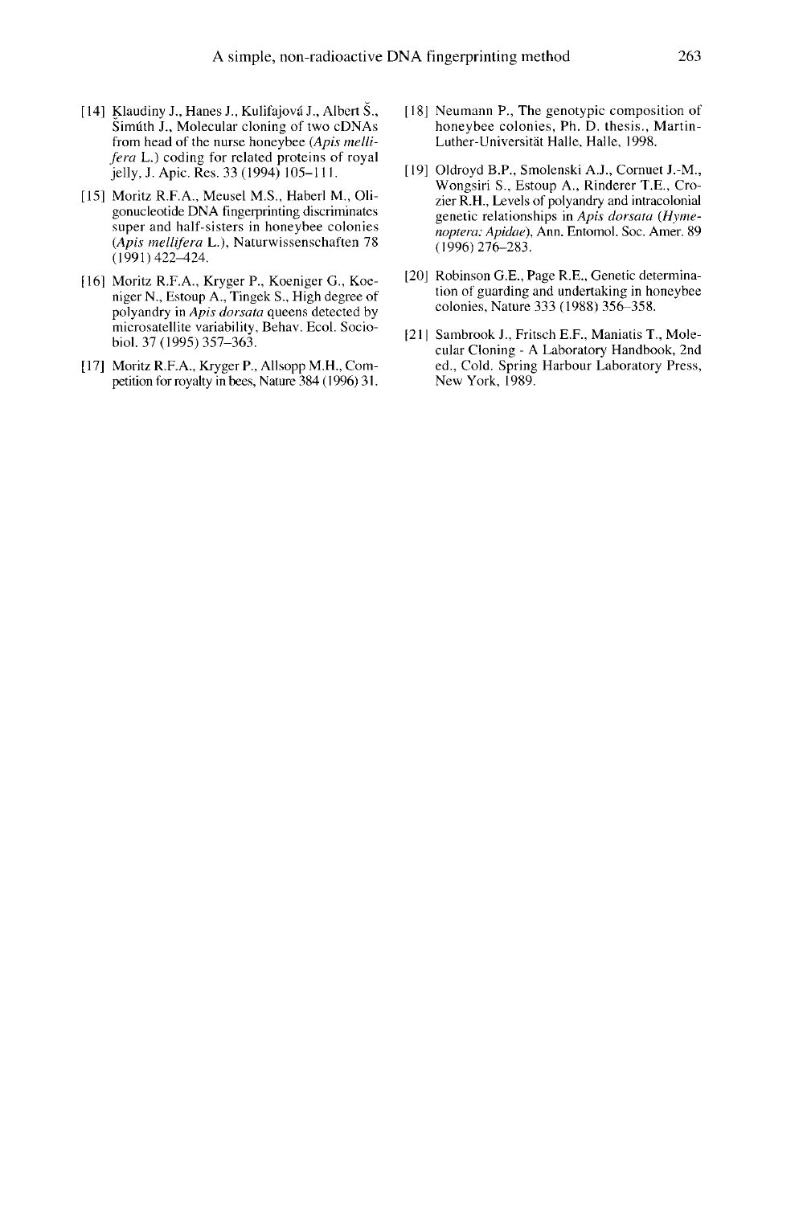[14] Klaudiny J., Hanes J., Kulifajová J., Albert Š., Šimúth J., Molecular cloning of two cDNAs from head of the nurse honeybee (*Apis mellifera* L.) coding for related proteins of royal jelly, J. Apic. Res. 33 (1994) 105–111.

[15] Moritz R.F.A., Meusel M.S., Haberl M., Oligonucleotide DNA fingerprinting discriminates super and half-sisters in honeybee colonies (*Apis mellifera* L.), Naturwissenschaften 78 (1991) 422–424.

[16] Moritz R.F.A., Kryger P., Koeniger G., Koeniger N., Estoup A., Tingek S., High degree of polyandry in *Apis dorsata* queens detected by microsatellite variability, Behav. Ecol. Sociobiol. 37 (1995) 357–363.

[17] Moritz R.F.A., Kryger P., Allsopp M.H., Competition for royalty in bees, Nature 384 (1996) 31.

[18] Neumann P., The genotypic composition of honeybee colonies, Ph. D. thesis., Martin-Luther-Universität Halle, Halle, 1998.

[19] Oldroyd B.P., Smolenski A.J., Cornuet J.-M., Wongsiri S., Estoup A., Rinderer T.E., Crozier R.H., Levels of polyandry and intracolonial genetic relationships in *Apis dorsata* (*Hymenoptera: Apidae*), Ann. Entomol. Soc. Amer. 89 (1996) 276–283.

[20] Robinson G.E., Page R.E., Genetic determination of guarding and undertaking in honeybee colonies, Nature 333 (1988) 356–358.

[21] Sambrook J., Fritsch E.F., Maniatis T., Molecular Cloning - A Laboratory Handbook, 2nd ed., Cold. Spring Harbour Laboratory Press, New York, 1989.